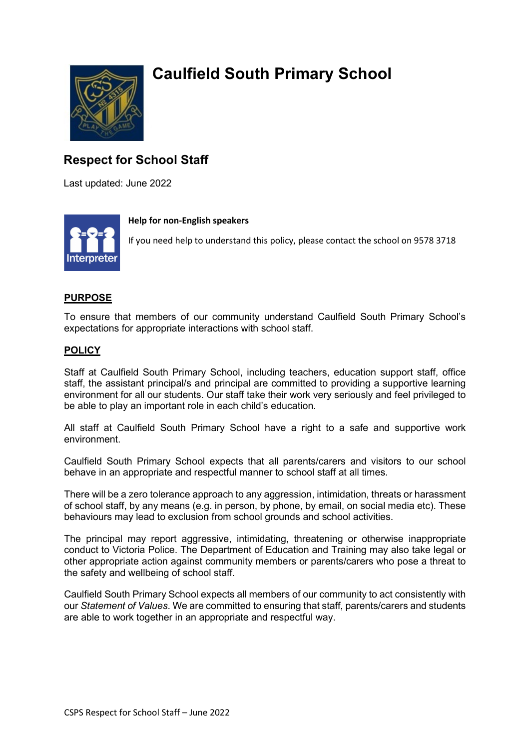# Caulfield South Primary School

## Respect for School Staff

Last updated: June 2022

**Help for non-English speakers**

If you need help to understand this policy, please contact the school on 9578 3718

## PURPOSE

To ensure that members of our community understand Caulfield South Primary School's expectations for appropriate interactions with school staff.

## POLICY

Staff at Caulfield South Primary School, including teachers, education support staff, office staff, the assistant principal/s and principal are committed to providing a supportive learning environment for all our students. Our staff take their work very seriously and feel privileged to be able to play an important role in each child's education.

All staff at Caulfield South Primary School have a right to a safe and supportive work environment.

Caulfield South Primary School expects that all parents/carers and visitors to our school behave in an appropriate and respectful manner to school staff at all times.

There will be a zero tolerance approach to any aggression, intimidation, threats or harassment of school staff, by any means (e.g. in person, by phone, by email, on social media etc). These behaviours may lead to exclusion from school grounds and school activities.

The principal may report aggressive, intimidating, threatening or otherwise inappropriate conduct to Victoria Police. The Department of Education and Training may also take legal or other appropriate action against community members or parents/carers who pose a threat to the safety and wellbeing of school staff.

Caulfield South Primary School expects all members of our community to act consistently with our *Statement of Values*. We are committed to ensuring that staff, parents/carers and students are able to work together in an appropriate and respectful way.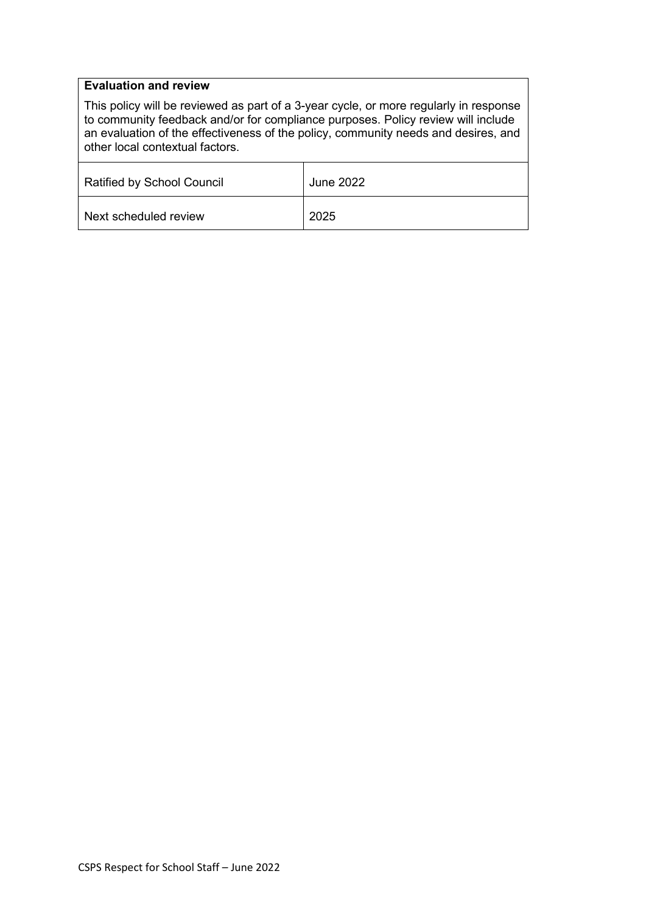| **Evaluation and review** | |
|---|---|
| This policy will be reviewed as part of a 3-year cycle, or more regularly in response to community feedback and/or for compliance purposes. Policy review will include an evaluation of the effectiveness of the policy, community needs and desires, and other local contextual factors. | |
| Ratified by School Council | June 2022 |
| Next scheduled review | 2025 |